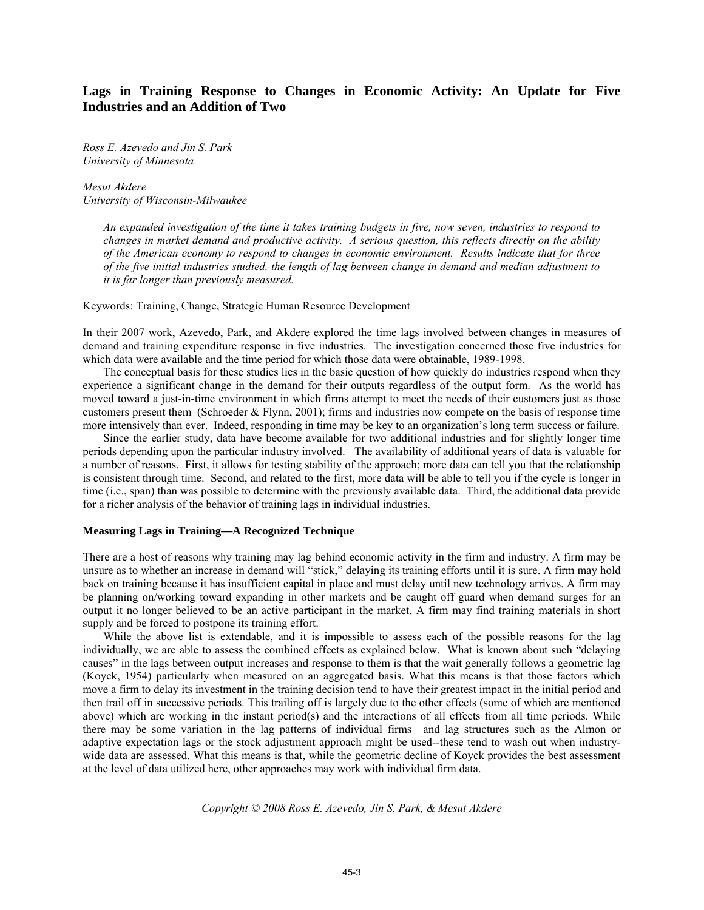# Lags in Training Response to Changes in Economic Activity: An Update for Five Industries and an Addition of Two

*Ross E. Azevedo and Jin S. Park*
*University of Minnesota*

*Mesut Akdere*
*University of Wisconsin-Milwaukee*

> *An expanded investigation of the time it takes training budgets in five, now seven, industries to respond to changes in market demand and productive activity. A serious question, this reflects directly on the ability of the American economy to respond to changes in economic environment. Results indicate that for three of the five initial industries studied, the length of lag between change in demand and median adjustment to it is far longer than previously measured.*

Keywords: Training, Change, Strategic Human Resource Development

In their 2007 work, Azevedo, Park, and Akdere explored the time lags involved between changes in measures of demand and training expenditure response in five industries. The investigation concerned those five industries for which data were available and the time period for which those data were obtainable, 1989-1998.

The conceptual basis for these studies lies in the basic question of how quickly do industries respond when they experience a significant change in the demand for their outputs regardless of the output form. As the world has moved toward a just-in-time environment in which firms attempt to meet the needs of their customers just as those customers present them (Schroeder & Flynn, 2001); firms and industries now compete on the basis of response time more intensively than ever. Indeed, responding in time may be key to an organization's long term success or failure.

Since the earlier study, data have become available for two additional industries and for slightly longer time periods depending upon the particular industry involved. The availability of additional years of data is valuable for a number of reasons. First, it allows for testing stability of the approach; more data can tell you that the relationship is consistent through time. Second, and related to the first, more data will be able to tell you if the cycle is longer in time (i.e., span) than was possible to determine with the previously available data. Third, the additional data provide for a richer analysis of the behavior of training lags in individual industries.

### Measuring Lags in Training—A Recognized Technique

There are a host of reasons why training may lag behind economic activity in the firm and industry. A firm may be unsure as to whether an increase in demand will "stick," delaying its training efforts until it is sure. A firm may hold back on training because it has insufficient capital in place and must delay until new technology arrives. A firm may be planning on/working toward expanding in other markets and be caught off guard when demand surges for an output it no longer believed to be an active participant in the market. A firm may find training materials in short supply and be forced to postpone its training effort.

While the above list is extendable, and it is impossible to assess each of the possible reasons for the lag individually, we are able to assess the combined effects as explained below. What is known about such "delaying causes" in the lags between output increases and response to them is that the wait generally follows a geometric lag (Koyck, 1954) particularly when measured on an aggregated basis. What this means is that those factors which move a firm to delay its investment in the training decision tend to have their greatest impact in the initial period and then trail off in successive periods. This trailing off is largely due to the other effects (some of which are mentioned above) which are working in the instant period(s) and the interactions of all effects from all time periods. While there may be some variation in the lag patterns of individual firms—and lag structures such as the Almon or adaptive expectation lags or the stock adjustment approach might be used--these tend to wash out when industry-wide data are assessed. What this means is that, while the geometric decline of Koyck provides the best assessment at the level of data utilized here, other approaches may work with individual firm data.

*Copyright © 2008 Ross E. Azevedo, Jin S. Park, & Mesut Akdere*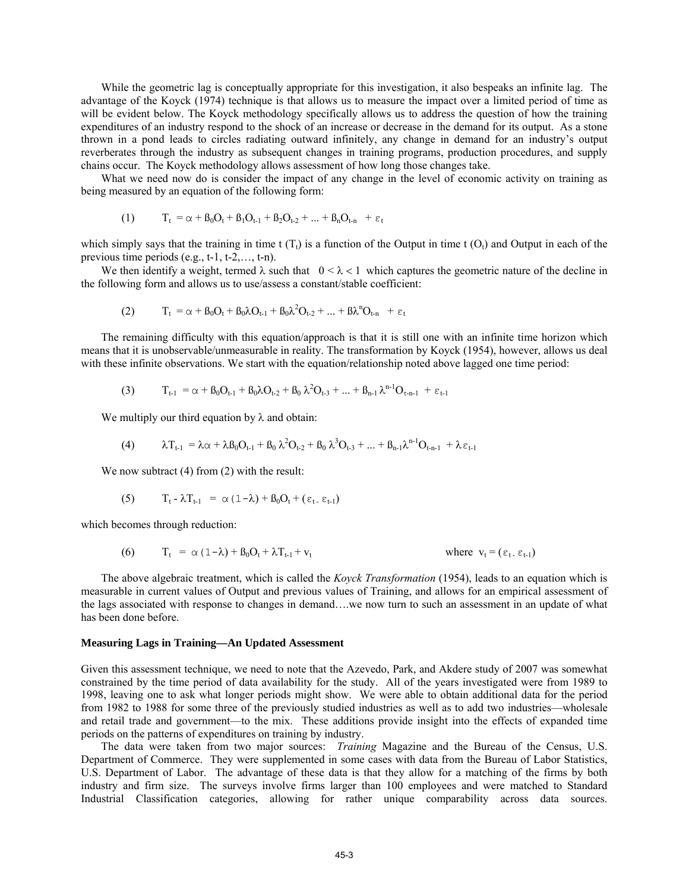While the geometric lag is conceptually appropriate for this investigation, it also bespeaks an infinite lag. The advantage of the Koyck (1974) technique is that allows us to measure the impact over a limited period of time as will be evident below. The Koyck methodology specifically allows us to address the question of how the training expenditures of an industry respond to the shock of an increase or decrease in the demand for its output. As a stone thrown in a pond leads to circles radiating outward infinitely, any change in demand for an industry's output reverberates through the industry as subsequent changes in training programs, production procedures, and supply chains occur. The Koyck methodology allows assessment of how long those changes take.

What we need now do is consider the impact of any change in the level of economic activity on training as being measured by an equation of the following form:

$$(1) \qquad T_t = \alpha + \beta_0 O_t + \beta_1 O_{t-1} + \beta_2 O_{t-2} + ... + \beta_n O_{t-n} + \varepsilon_t$$

which simply says that the training in time t ($T_t$) is a function of the Output in time t ($O_t$) and Output in each of the previous time periods (e.g., t-1, t-2,…, t-n).

We then identify a weight, termed $\lambda$ such that $0 < \lambda < 1$ which captures the geometric nature of the decline in the following form and allows us to use/assess a constant/stable coefficient:

$$(2) \qquad T_t = \alpha + \beta_0 O_t + \beta_0 \lambda O_{t-1} + \beta_0 \lambda^2 O_{t-2} + ... + \beta \lambda^n O_{t-n} + \varepsilon_t$$

The remaining difficulty with this equation/approach is that it is still one with an infinite time horizon which means that it is unobservable/unmeasurable in reality. The transformation by Koyck (1954), however, allows us deal with these infinite observations. We start with the equation/relationship noted above lagged one time period:

$$(3) \qquad T_{t-1} = \alpha + \beta_0 O_{t-1} + \beta_0 \lambda O_{t-2} + \beta_0 \lambda^2 O_{t-3} + ... + \beta_{n-1} \lambda^{n-1} O_{\tau-n-1} + \varepsilon_{t-1}$$

We multiply our third equation by $\lambda$ and obtain:

$$(4) \qquad \lambda T_{t-1} = \lambda\alpha + \lambda\beta_0 O_{t-1} + \beta_0 \lambda^2 O_{t-2} + \beta_0 \lambda^3 O_{t-3} + ... + \beta_{n-1} \lambda^{n-1} O_{t-n-1} + \lambda \varepsilon_{t-1}$$

We now subtract (4) from (2) with the result:

$$(5) \qquad T_t - \lambda T_{t-1} = \alpha(1-\lambda) + \beta_0 O_t + (\varepsilon_t - \varepsilon_{t-1})$$

which becomes through reduction:

$$(6) \qquad T_t = \alpha(1-\lambda) + \beta_0 O_t + \lambda T_{t-1} + v_t \qquad \text{where } v_t = (\varepsilon_t - \varepsilon_{t-1})$$

The above algebraic treatment, which is called the *Koyck Transformation* (1954), leads to an equation which is measurable in current values of Output and previous values of Training, and allows for an empirical assessment of the lags associated with response to changes in demand….we now turn to such an assessment in an update of what has been done before.

**Measuring Lags in Training—An Updated Assessment**

Given this assessment technique, we need to note that the Azevedo, Park, and Akdere study of 2007 was somewhat constrained by the time period of data availability for the study. All of the years investigated were from 1989 to 1998, leaving one to ask what longer periods might show. We were able to obtain additional data for the period from 1982 to 1988 for some three of the previously studied industries as well as to add two industries—wholesale and retail trade and government—to the mix. These additions provide insight into the effects of expanded time periods on the patterns of expenditures on training by industry.

The data were taken from two major sources: *Training* Magazine and the Bureau of the Census, U.S. Department of Commerce. They were supplemented in some cases with data from the Bureau of Labor Statistics, U.S. Department of Labor. The advantage of these data is that they allow for a matching of the firms by both industry and firm size. The surveys involve firms larger than 100 employees and were matched to Standard Industrial Classification categories, allowing for rather unique comparability across data sources.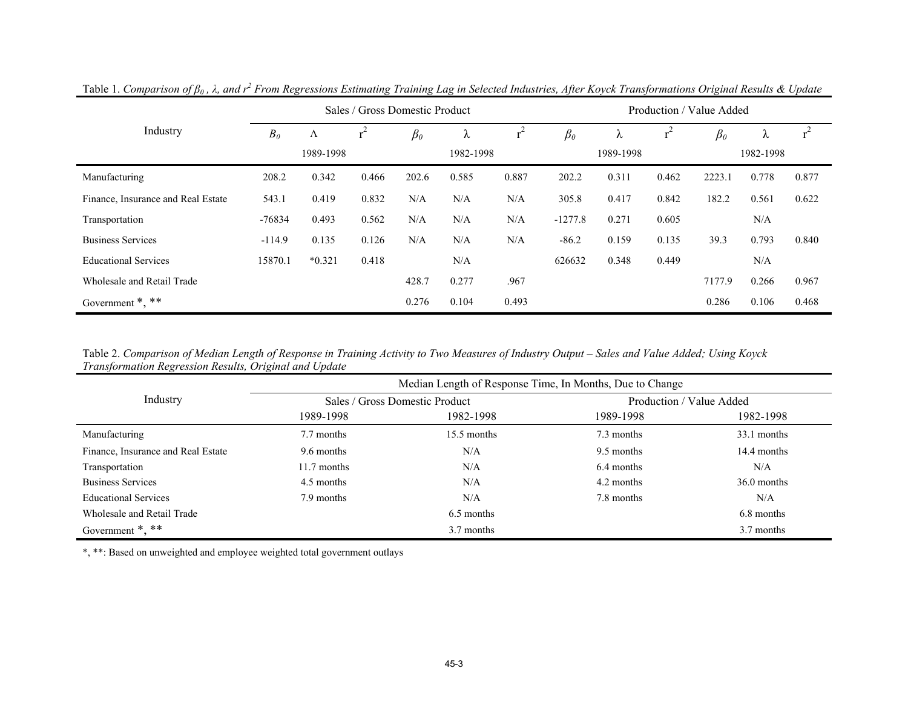Table 1. *Comparison of $\beta_0$, $\lambda$, and $r^2$ From Regressions Estimating Training Lag in Selected Industries, After Koyck Transformations Original Results & Update*

| Industry | Sales / Gross Domestic Product | | | | | | Production / Value Added | | | | | |
|---|---|---|---|---|---|---|---|---|---|---|---|---|
| | $B_0$ | Λ | $r^2$ | $\beta_0$ | λ | $r^2$ | $\beta_0$ | λ | $r^2$ | $\beta_0$ | λ | $r^2$ |
| | | 1989-1998 | | | 1982-1998 | | | 1989-1998 | | | 1982-1998 | |
| Manufacturing | 208.2 | 0.342 | 0.466 | 202.6 | 0.585 | 0.887 | 202.2 | 0.311 | 0.462 | 2223.1 | 0.778 | 0.877 |
| Finance, Insurance and Real Estate | 543.1 | 0.419 | 0.832 | N/A | N/A | N/A | 305.8 | 0.417 | 0.842 | 182.2 | 0.561 | 0.622 |
| Transportation | -76834 | 0.493 | 0.562 | N/A | N/A | N/A | -1277.8 | 0.271 | 0.605 | | N/A | |
| Business Services | -114.9 | 0.135 | 0.126 | N/A | N/A | N/A | -86.2 | 0.159 | 0.135 | 39.3 | 0.793 | 0.840 |
| Educational Services | 15870.1 | *0.321 | 0.418 | | N/A | | 626632 | 0.348 | 0.449 | | N/A | |
| Wholesale and Retail Trade | | | | 428.7 | 0.277 | .967 | | | | 7177.9 | 0.266 | 0.967 |
| Government *, ** | | | | 0.276 | 0.104 | 0.493 | | | | 0.286 | 0.106 | 0.468 |

Table 2. *Comparison of Median Length of Response in Training Activity to Two Measures of Industry Output – Sales and Value Added; Using Koyck Transformation Regression Results, Original and Update*

| Industry | Median Length of Response Time, In Months, Due to Change | | | |
|---|---|---|---|---|
| | Sales / Gross Domestic Product | | Production / Value Added | |
| | 1989-1998 | 1982-1998 | 1989-1998 | 1982-1998 |
| Manufacturing | 7.7 months | 15.5 months | 7.3 months | 33.1 months |
| Finance, Insurance and Real Estate | 9.6 months | N/A | 9.5 months | 14.4 months |
| Transportation | 11.7 months | N/A | 6.4 months | N/A |
| Business Services | 4.5 months | N/A | 4.2 months | 36.0 months |
| Educational Services | 7.9 months | N/A | 7.8 months | N/A |
| Wholesale and Retail Trade | | 6.5 months | | 6.8 months |
| Government *, ** | | 3.7 months | | 3.7 months |

*, **: Based on unweighted and employee weighted total government outlays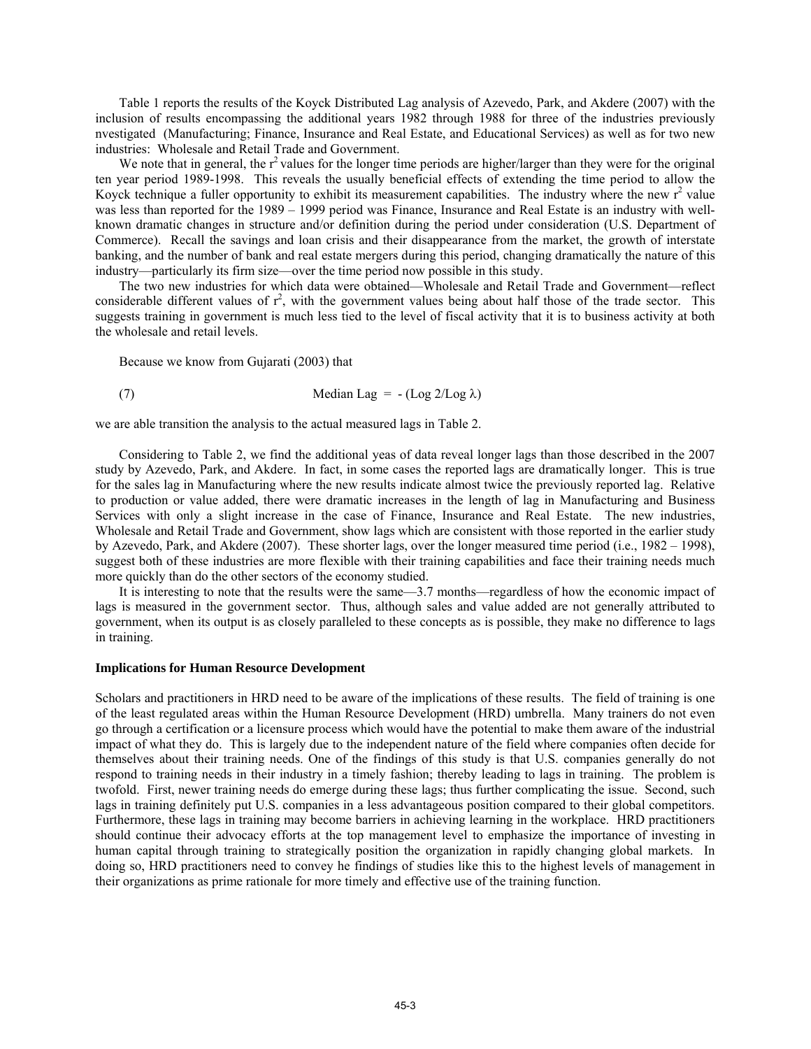Table 1 reports the results of the Koyck Distributed Lag analysis of Azevedo, Park, and Akdere (2007) with the inclusion of results encompassing the additional years 1982 through 1988 for three of the industries previously nvestigated (Manufacturing; Finance, Insurance and Real Estate, and Educational Services) as well as for two new industries: Wholesale and Retail Trade and Government.

We note that in general, the $r^2$ values for the longer time periods are higher/larger than they were for the original ten year period 1989-1998. This reveals the usually beneficial effects of extending the time period to allow the Koyck technique a fuller opportunity to exhibit its measurement capabilities. The industry where the new $r^2$ value was less than reported for the 1989 – 1999 period was Finance, Insurance and Real Estate is an industry with well-known dramatic changes in structure and/or definition during the period under consideration (U.S. Department of Commerce). Recall the savings and loan crisis and their disappearance from the market, the growth of interstate banking, and the number of bank and real estate mergers during this period, changing dramatically the nature of this industry—particularly its firm size—over the time period now possible in this study.

The two new industries for which data were obtained—Wholesale and Retail Trade and Government—reflect considerable different values of $r^2$, with the government values being about half those of the trade sector. This suggests training in government is much less tied to the level of fiscal activity that it is to business activity at both the wholesale and retail levels.

Because we know from Gujarati (2003) that

$$\text{(7)} \qquad \text{Median Lag} = -(\text{Log } 2/\text{Log } \lambda)$$

we are able transition the analysis to the actual measured lags in Table 2.

Considering to Table 2, we find the additional yeas of data reveal longer lags than those described in the 2007 study by Azevedo, Park, and Akdere. In fact, in some cases the reported lags are dramatically longer. This is true for the sales lag in Manufacturing where the new results indicate almost twice the previously reported lag. Relative to production or value added, there were dramatic increases in the length of lag in Manufacturing and Business Services with only a slight increase in the case of Finance, Insurance and Real Estate. The new industries, Wholesale and Retail Trade and Government, show lags which are consistent with those reported in the earlier study by Azevedo, Park, and Akdere (2007). These shorter lags, over the longer measured time period (i.e., 1982 – 1998), suggest both of these industries are more flexible with their training capabilities and face their training needs much more quickly than do the other sectors of the economy studied.

It is interesting to note that the results were the same—3.7 months—regardless of how the economic impact of lags is measured in the government sector. Thus, although sales and value added are not generally attributed to government, when its output is as closely paralleled to these concepts as is possible, they make no difference to lags in training.

### Implications for Human Resource Development

Scholars and practitioners in HRD need to be aware of the implications of these results. The field of training is one of the least regulated areas within the Human Resource Development (HRD) umbrella. Many trainers do not even go through a certification or a licensure process which would have the potential to make them aware of the industrial impact of what they do. This is largely due to the independent nature of the field where companies often decide for themselves about their training needs. One of the findings of this study is that U.S. companies generally do not respond to training needs in their industry in a timely fashion; thereby leading to lags in training. The problem is twofold. First, newer training needs do emerge during these lags; thus further complicating the issue. Second, such lags in training definitely put U.S. companies in a less advantageous position compared to their global competitors. Furthermore, these lags in training may become barriers in achieving learning in the workplace. HRD practitioners should continue their advocacy efforts at the top management level to emphasize the importance of investing in human capital through training to strategically position the organization in rapidly changing global markets. In doing so, HRD practitioners need to convey he findings of studies like this to the highest levels of management in their organizations as prime rationale for more timely and effective use of the training function.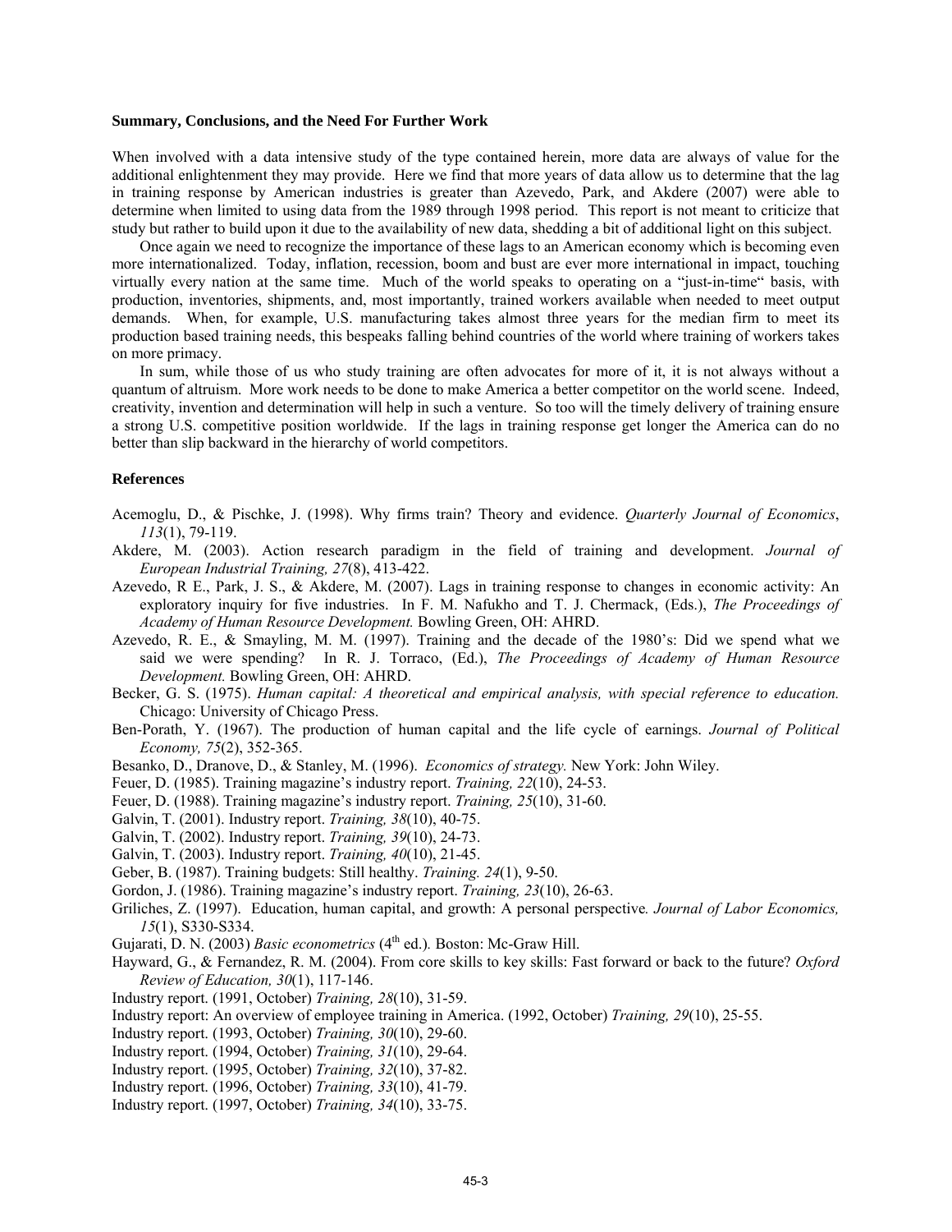**Summary, Conclusions, and the Need For Further Work**

When involved with a data intensive study of the type contained herein, more data are always of value for the additional enlightenment they may provide. Here we find that more years of data allow us to determine that the lag in training response by American industries is greater than Azevedo, Park, and Akdere (2007) were able to determine when limited to using data from the 1989 through 1998 period. This report is not meant to criticize that study but rather to build upon it due to the availability of new data, shedding a bit of additional light on this subject.

Once again we need to recognize the importance of these lags to an American economy which is becoming even more internationalized. Today, inflation, recession, boom and bust are ever more international in impact, touching virtually every nation at the same time. Much of the world speaks to operating on a "just-in-time" basis, with production, inventories, shipments, and, most importantly, trained workers available when needed to meet output demands. When, for example, U.S. manufacturing takes almost three years for the median firm to meet its production based training needs, this bespeaks falling behind countries of the world where training of workers takes on more primacy.

In sum, while those of us who study training are often advocates for more of it, it is not always without a quantum of altruism. More work needs to be done to make America a better competitor on the world scene. Indeed, creativity, invention and determination will help in such a venture. So too will the timely delivery of training ensure a strong U.S. competitive position worldwide. If the lags in training response get longer the America can do no better than slip backward in the hierarchy of world competitors.

**References**

Acemoglu, D., & Pischke, J. (1998). Why firms train? Theory and evidence. *Quarterly Journal of Economics*, *113*(1), 79-119.

Akdere, M. (2003). Action research paradigm in the field of training and development. *Journal of European Industrial Training, 27*(8), 413-422.

Azevedo, R E., Park, J. S., & Akdere, M. (2007). Lags in training response to changes in economic activity: An exploratory inquiry for five industries. In F. M. Nafukho and T. J. Chermack, (Eds.), *The Proceedings of Academy of Human Resource Development.* Bowling Green, OH: AHRD.

Azevedo, R. E., & Smayling, M. M. (1997). Training and the decade of the 1980's: Did we spend what we said we were spending? In R. J. Torraco, (Ed.), *The Proceedings of Academy of Human Resource Development.* Bowling Green, OH: AHRD.

Becker, G. S. (1975). *Human capital: A theoretical and empirical analysis, with special reference to education.* Chicago: University of Chicago Press.

Ben-Porath, Y. (1967). The production of human capital and the life cycle of earnings. *Journal of Political Economy, 75*(2), 352-365.

Besanko, D., Dranove, D., & Stanley, M. (1996). *Economics of strategy.* New York: John Wiley.

Feuer, D. (1985). Training magazine's industry report. *Training, 22*(10), 24-53.

Feuer, D. (1988). Training magazine's industry report. *Training, 25*(10), 31-60.

Galvin, T. (2001). Industry report. *Training, 38*(10), 40-75.

Galvin, T. (2002). Industry report. *Training, 39*(10), 24-73.

Galvin, T. (2003). Industry report. *Training, 40*(10), 21-45.

Geber, B. (1987). Training budgets: Still healthy. *Training. 24*(1), 9-50.

Gordon, J. (1986). Training magazine's industry report. *Training, 23*(10), 26-63.

Griliches, Z. (1997). Education, human capital, and growth: A personal perspective*. Journal of Labor Economics, 15*(1), S330-S334.

Gujarati, D. N. (2003) *Basic econometrics* (4th ed.)*.* Boston: Mc-Graw Hill.

Hayward, G., & Fernandez, R. M. (2004). From core skills to key skills: Fast forward or back to the future? *Oxford Review of Education, 30*(1), 117-146.

Industry report. (1991, October) *Training, 28*(10), 31-59.

Industry report: An overview of employee training in America. (1992, October) *Training, 29*(10), 25-55.

Industry report. (1993, October) *Training, 30*(10), 29-60.

Industry report. (1994, October) *Training, 31*(10), 29-64.

Industry report. (1995, October) *Training, 32*(10), 37-82.

Industry report. (1996, October) *Training, 33*(10), 41-79.

Industry report. (1997, October) *Training, 34*(10), 33-75.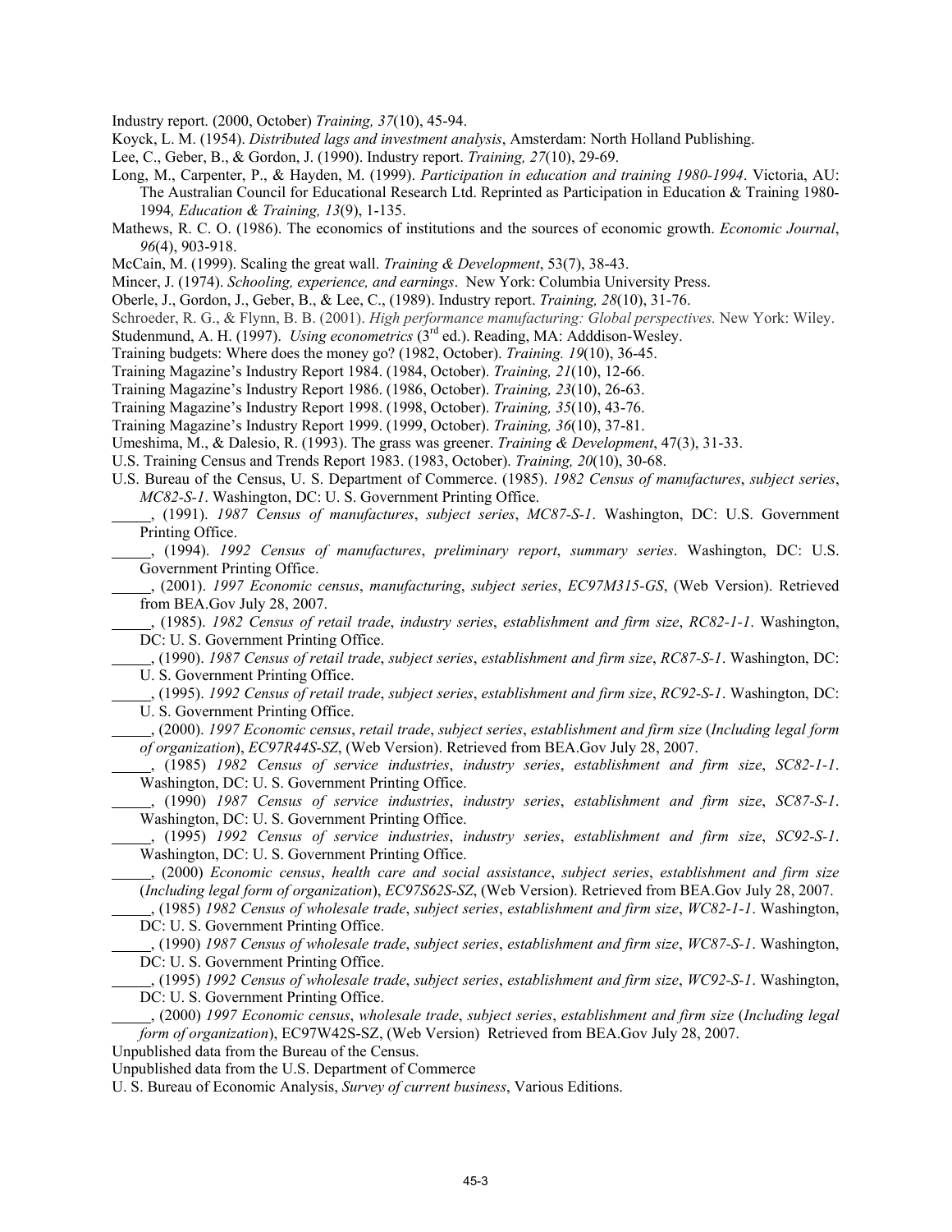Industry report. (2000, October) *Training, 37*(10), 45-94.

Koyck, L. M. (1954). *Distributed lags and investment analysis*, Amsterdam: North Holland Publishing.

Lee, C., Geber, B., & Gordon, J. (1990). Industry report. *Training, 27*(10), 29-69.

Long, M., Carpenter, P., & Hayden, M. (1999). *Participation in education and training 1980-1994*. Victoria, AU: The Australian Council for Educational Research Ltd. Reprinted as Participation in Education & Training 1980-1994*, Education & Training, 13*(9), 1-135.

Mathews, R. C. O. (1986). The economics of institutions and the sources of economic growth. *Economic Journal*, *96*(4), 903-918.

McCain, M. (1999). Scaling the great wall. *Training & Development*, 53(7), 38-43.

Mincer, J. (1974). *Schooling, experience, and earnings*. New York: Columbia University Press.

Oberle, J., Gordon, J., Geber, B., & Lee, C., (1989). Industry report. *Training, 28*(10), 31-76.

Schroeder, R. G., & Flynn, B. B. (2001). *High performance manufacturing: Global perspectives.* New York: Wiley.

Studenmund, A. H. (1997). *Using econometrics* (3rd ed.). Reading, MA: Adddison-Wesley.

Training budgets: Where does the money go? (1982, October). *Training. 19*(10), 36-45.

Training Magazine's Industry Report 1984. (1984, October). *Training, 21*(10), 12-66.

Training Magazine's Industry Report 1986. (1986, October). *Training, 23*(10), 26-63.

Training Magazine's Industry Report 1998. (1998, October). *Training, 35*(10), 43-76.

Training Magazine's Industry Report 1999. (1999, October). *Training, 36*(10), 37-81.

Umeshima, M., & Dalesio, R. (1993). The grass was greener. *Training & Development*, 47(3), 31-33.

U.S. Training Census and Trends Report 1983. (1983, October). *Training, 20*(10), 30-68.

U.S. Bureau of the Census, U. S. Department of Commerce. (1985). *1982 Census of manufactures*, *subject series*, *MC82-S-1*. Washington, DC: U. S. Government Printing Office.

_____, (1991). *1987 Census of manufactures*, *subject series*, *MC87-S-1*. Washington, DC: U.S. Government Printing Office.

_____, (1994). *1992 Census of manufactures*, *preliminary report*, *summary series*. Washington, DC: U.S. Government Printing Office.

_____, (2001). *1997 Economic census*, *manufacturing*, *subject series*, *EC97M315-GS*, (Web Version). Retrieved from BEA.Gov July 28, 2007.

_____, (1985). *1982 Census of retail trade*, *industry series*, *establishment and firm size*, *RC82-1-1*. Washington, DC: U. S. Government Printing Office.

_____, (1990). *1987 Census of retail trade*, *subject series*, *establishment and firm size*, *RC87-S-1*. Washington, DC: U. S. Government Printing Office.

_____, (1995). *1992 Census of retail trade*, *subject series*, *establishment and firm size*, *RC92-S-1*. Washington, DC: U. S. Government Printing Office.

_____, (2000). *1997 Economic census*, *retail trade*, *subject series*, *establishment and firm size* (*Including legal form of organization*), *EC97R44S-SZ*, (Web Version). Retrieved from BEA.Gov July 28, 2007.

_____, (1985) *1982 Census of service industries*, *industry series*, *establishment and firm size*, *SC82-1-1*. Washington, DC: U. S. Government Printing Office.

_____, (1990) *1987 Census of service industries*, *industry series*, *establishment and firm size*, *SC87-S-1*. Washington, DC: U. S. Government Printing Office.

_____, (1995) *1992 Census of service industries*, *industry series*, *establishment and firm size*, *SC92-S-1*. Washington, DC: U. S. Government Printing Office.

_____, (2000) *Economic census*, *health care and social assistance*, *subject series*, *establishment and firm size* (*Including legal form of organization*), *EC97S62S-SZ*, (Web Version). Retrieved from BEA.Gov July 28, 2007.

_____, (1985) *1982 Census of wholesale trade*, *subject series*, *establishment and firm size*, *WC82-1-1*. Washington, DC: U. S. Government Printing Office.

_____, (1990) *1987 Census of wholesale trade*, *subject series*, *establishment and firm size*, *WC87-S-1*. Washington, DC: U. S. Government Printing Office.

_____, (1995) *1992 Census of wholesale trade*, *subject series*, *establishment and firm size*, *WC92-S-1*. Washington, DC: U. S. Government Printing Office.

_____, (2000) *1997 Economic census*, *wholesale trade*, *subject series*, *establishment and firm size* (*Including legal form of organization*), EC97W42S-SZ, (Web Version) Retrieved from BEA.Gov July 28, 2007.

Unpublished data from the Bureau of the Census.

Unpublished data from the U.S. Department of Commerce

U. S. Bureau of Economic Analysis, *Survey of current business*, Various Editions.